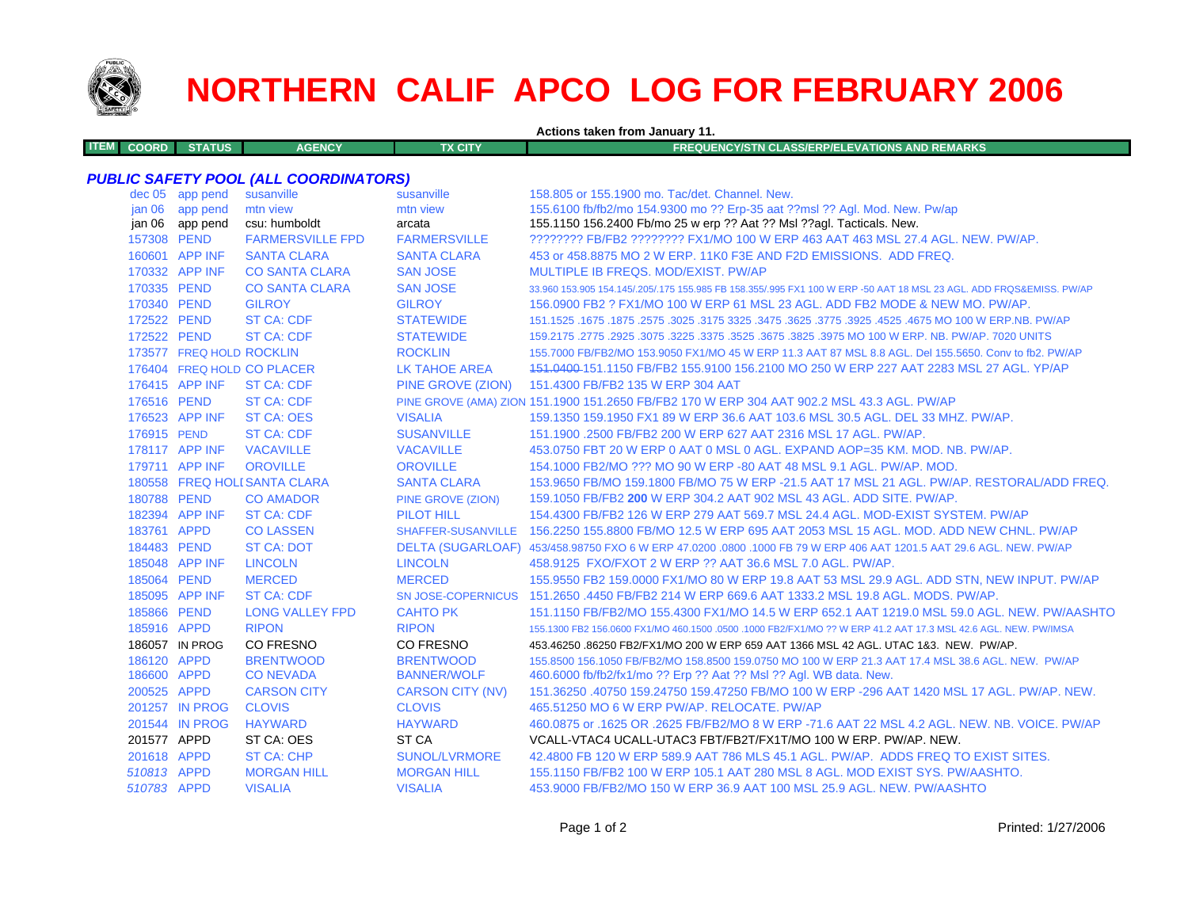# NORTHERN CALIF APCO LOG FOR FEBRUARY 2006

**Actions taken from January 11.**

| ITEM | COORD | STATUS | AGENCY | TX CITY | FREQUENCY/STN CLASS/ERP/ELEVATIONS AND REMARKS |
|---|---|---|---|---|---|

## *PUBLIC SAFETY POOL (ALL COORDINATORS)*

| ITEM | COORD | STATUS | AGENCY | TX CITY | FREQUENCY/STN CLASS/ERP/ELEVATIONS AND REMARKS |
|---|---|---|---|---|---|
| | dec 05 | app pend | susanville | susanville | 158.805 or 155.1900 mo. Tac/det. Channel. New. |
| | jan 06 | app pend | mtn view | mtn view | 155.6100 fb/fb2/mo 154.9300 mo ?? Erp-35 aat ??msl ?? Agl. Mod. New. Pw/ap |
| | jan 06 | app pend | csu: humboldt | arcata | 155.1150 156.2400 Fb/mo 25 w erp ?? Aat ?? Msl ??agl. Tacticals. New. |
| | 157308 | PEND | FARMERSVILLE FPD | FARMERSVILLE | ???????? FB/FB2 ???????? FX1/MO 100 W ERP 463 AAT 463 MSL 27.4 AGL. NEW. PW/AP. |
| | 160601 | APP INF | SANTA CLARA | SANTA CLARA | 453 or 458.8875 MO 2 W ERP. 11K0 F3E AND F2D EMISSIONS. ADD FREQ. |
| | 170332 | APP INF | CO SANTA CLARA | SAN JOSE | MULTIPLE IB FREQS. MOD/EXIST. PW/AP |
| | 170335 | PEND | CO SANTA CLARA | SAN JOSE | 33.960 153.905 154.145/.205/.175 155.985 FB 158.355/.995 FX1 100 W ERP -50 AAT 18 MSL 23 AGL. ADD FRQS&EMISS. PW/AP |
| | 170340 | PEND | GILROY | GILROY | 156.0900 FB2 ? FX1/MO 100 W ERP 61 MSL 23 AGL. ADD FB2 MODE & NEW MO. PW/AP. |
| | 172522 | PEND | ST CA: CDF | STATEWIDE | 151.1525 .1675 .1875 .2575 .3025 .3175 3325 .3475 .3625 .3775 .3925 .4525 .4675 MO 100 W ERP.NB. PW/AP |
| | 172522 | PEND | ST CA: CDF | STATEWIDE | 159.2175 .2775 .2925 .3075 .3225 .3375 .3525 .3675 .3825 .3975 MO 100 W ERP. NB. PW/AP. 7020 UNITS |
| | 173577 | FREQ HOLD | ROCKLIN | ROCKLIN | 155.7000 FB/FB2/MO 153.9050 FX1/MO 45 W ERP 11.3 AAT 87 MSL 8.8 AGL. Del 155.5650. Conv to fb2. PW/AP |
| | 176404 | FREQ HOLD | CO PLACER | LK TAHOE AREA | ~~151.0400~~ 151.1150 FB/FB2 155.9100 156.2100 MO 250 W ERP 227 AAT 2283 MSL 27 AGL. YP/AP |
| | 176415 | APP INF | ST CA: CDF | PINE GROVE (ZION) | 151.4300 FB/FB2 135 W ERP 304 AAT |
| | 176516 | PEND | ST CA: CDF | PINE GROVE (AMA) ZION | 151.1900 151.2650 FB/FB2 170 W ERP 304 AAT 902.2 MSL 43.3 AGL. PW/AP |
| | 176523 | APP INF | ST CA: OES | VISALIA | 159.1350 159.1950 FX1 89 W ERP 36.6 AAT 103.6 MSL 30.5 AGL. DEL 33 MHZ. PW/AP. |
| | 176915 | PEND | ST CA: CDF | SUSANVILLE | 151.1900 .2500 FB/FB2 200 W ERP 627 AAT 2316 MSL 17 AGL. PW/AP. |
| | 178117 | APP INF | VACAVILLE | VACAVILLE | 453.0750 FBT 20 W ERP 0 AAT 0 MSL 0 AGL. EXPAND AOP=35 KM. MOD. NB. PW/AP. |
| | 179711 | APP INF | OROVILLE | OROVILLE | 154.1000 FB2/MO ??? MO 90 W ERP -80 AAT 48 MSL 9.1 AGL. PW/AP. MOD. |
| | 180558 | FREQ HOLD | SANTA CLARA | SANTA CLARA | 153.9650 FB/MO 159.1800 FB/MO 75 W ERP -21.5 AAT 17 MSL 21 AGL. PW/AP. RESTORAL/ADD FREQ. |
| | 180788 | PEND | CO AMADOR | PINE GROVE (ZION) | 159.1050 FB/FB2 **200** W ERP 304.2 AAT 902 MSL 43 AGL. ADD SITE. PW/AP. |
| | 182394 | APP INF | ST CA: CDF | PILOT HILL | 154.4300 FB/FB2 126 W ERP 279 AAT 569.7 MSL 24.4 AGL. MOD-EXIST SYSTEM. PW/AP |
| | 183761 | APPD | CO LASSEN | SHAFFER-SUSANVILLE | 156.2250 155.8800 FB/MO 12.5 W ERP 695 AAT 2053 MSL 15 AGL. MOD. ADD NEW CHNL. PW/AP |
| | 184483 | PEND | ST CA: DOT | DELTA (SUGARLOAF) | 453/458.98750 FXO 6 W ERP 47.0200 .0800 .1000 FB 79 W ERP 406 AAT 1201.5 AAT 29.6 AGL. NEW. PW/AP |
| | 185048 | APP INF | LINCOLN | LINCOLN | 458.9125 FXO/FXOT 2 W ERP ?? AAT 36.6 MSL 7.0 AGL. PW/AP. |
| | 185064 | PEND | MERCED | MERCED | 155.9550 FB2 159.0000 FX1/MO 80 W ERP 19.8 AAT 53 MSL 29.9 AGL. ADD STN, NEW INPUT. PW/AP |
| | 185095 | APP INF | ST CA: CDF | SN JOSE-COPERNICUS | 151.2650 .4450 FB/FB2 214 W ERP 669.6 AAT 1333.2 MSL 19.8 AGL. MODS. PW/AP. |
| | 185866 | PEND | LONG VALLEY FPD | CAHTO PK | 151.1150 FB/FB2/MO 155.4300 FX1/MO 14.5 W ERP 652.1 AAT 1219.0 MSL 59.0 AGL. NEW. PW/AASHTO |
| | 185916 | APPD | RIPON | RIPON | 155.1300 FB2 156.0600 FX1/MO 460.1500 .0500 .1000 FB2/FX1/MO ?? W ERP 41.2 AAT 17.3 MSL 42.6 AGL. NEW. PW/IMSA |
| | 186057 | IN PROG | CO FRESNO | CO FRESNO | 453.46250 .86250 FB2/FX1/MO 200 W ERP 659 AAT 1366 MSL 42 AGL. UTAC 1&3. NEW. PW/AP. |
| | 186120 | APPD | BRENTWOOD | BRENTWOOD | 155.8500 156.1050 FB/FB2/MO 158.8500 159.0750 MO 100 W ERP 21.3 AAT 17.4 MSL 38.6 AGL. NEW. PW/AP |
| | 186600 | APPD | CO NEVADA | BANNER/WOLF | 460.6000 fb/fb2/fx1/mo ?? Erp ?? Aat ?? Msl ?? Agl. WB data. New. |
| | 200525 | APPD | CARSON CITY | CARSON CITY (NV) | 151.36250 .40750 159.24750 159.47250 FB/MO 100 W ERP -296 AAT 1420 MSL 17 AGL. PW/AP. NEW. |
| | 201257 | IN PROG | CLOVIS | CLOVIS | 465.51250 MO 6 W ERP PW/AP. RELOCATE. PW/AP |
| | 201544 | IN PROG | HAYWARD | HAYWARD | 460.0875 or .1625 OR .2625 FB/FB2/MO 8 W ERP -71.6 AAT 22 MSL 4.2 AGL. NEW. NB. VOICE. PW/AP |
| | 201577 | APPD | ST CA: OES | ST CA | VCALL-VTAC4 UCALL-UTAC3 FBT/FB2T/FX1T/MO 100 W ERP. PW/AP. NEW. |
| | 201618 | APPD | ST CA: CHP | SUNOL/LVRMORE | 42.4800 FB 120 W ERP 589.9 AAT 786 MLS 45.1 AGL. PW/AP. ADDS FREQ TO EXIST SITES. |
| | *510813* | APPD | MORGAN HILL | MORGAN HILL | 155.1150 FB/FB2 100 W ERP 105.1 AAT 280 MSL 8 AGL. MOD EXIST SYS. PW/AASHTO. |
| | *510783* | APPD | VISALIA | VISALIA | 453.9000 FB/FB2/MO 150 W ERP 36.9 AAT 100 MSL 25.9 AGL. NEW. PW/AASHTO |

Printed: 1/27/2006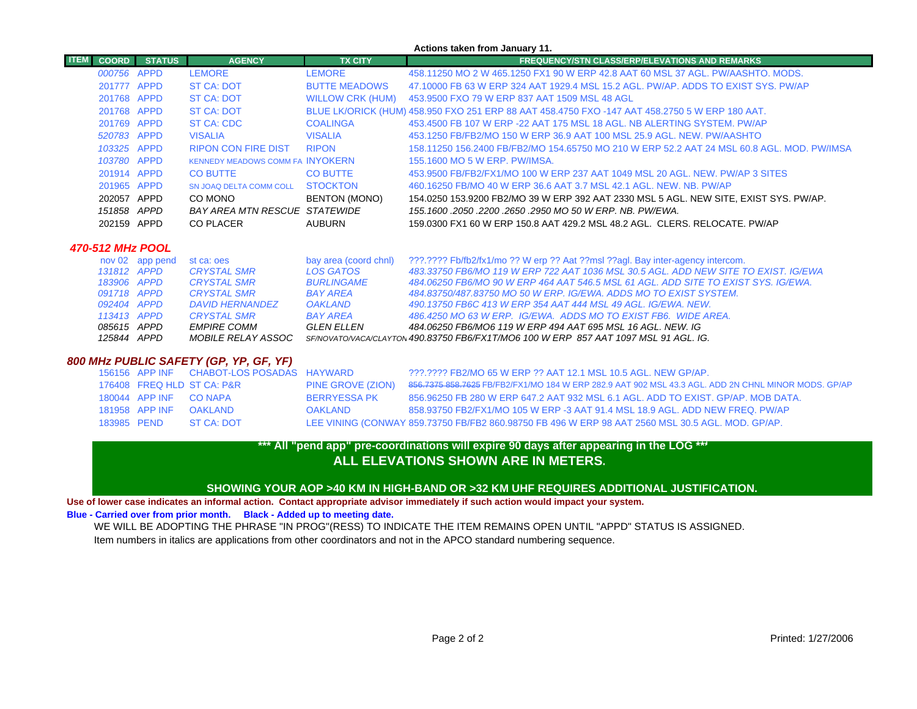**Actions taken from January 11.**

| ITEM | COORD | STATUS | AGENCY | TX CITY | FREQUENCY/STN CLASS/ERP/ELEVATIONS AND REMARKS |
|---|---|---|---|---|---|
| | *000756* | APPD | LEMORE | LEMORE | 458.11250 MO 2 W 465.1250 FX1 90 W ERP 42.8 AAT 60 MSL 37 AGL. PW/AASHTO. MODS. |
| | 201777 | APPD | ST CA: DOT | BUTTE MEADOWS | 47.10000 FB 63 W ERP 324 AAT 1929.4 MSL 15.2 AGL. PW/AP. ADDS TO EXIST SYS. PW/AP |
| | 201768 | APPD | ST CA: DOT | WILLOW CRK (HUM) | 453.9500 FXO 79 W ERP 837 AAT 1509 MSL 48 AGL |
| | 201768 | APPD | ST CA: DOT | BLUE LK/ORICK (HUM) | 458.950 FXO 251 ERP 88 AAT 458.4750 FXO -147 AAT 458.2750 5 W ERP 180 AAT. |
| | 201769 | APPD | ST CA: CDC | COALINGA | 453.4500 FB 107 W ERP -22 AAT 175 MSL 18 AGL. NB ALERTING SYSTEM. PW/AP |
| | *520783* | APPD | VISALIA | VISALIA | 453.1250 FB/FB2/MO 150 W ERP 36.9 AAT 100 MSL 25.9 AGL. NEW. PW/AASHTO |
| | *103325* | APPD | RIPON CON FIRE DIST | RIPON | 158.11250 156.2400 FB/FB2/MO 154.65750 MO 210 W ERP 52.2 AAT 24 MSL 60.8 AGL. MOD. PW/IMSA |
| | *103780* | APPD | KENNEDY MEADOWS COMM FA | INYOKERN | 155.1600 MO 5 W ERP. PW/IMSA. |
| | 201914 | APPD | CO BUTTE | CO BUTTE | 453.9500 FB/FB2/FX1/MO 100 W ERP 237 AAT 1049 MSL 20 AGL. NEW. PW/AP 3 SITES |
| | 201965 | APPD | SN JOAQ DELTA COMM COLL | STOCKTON | 460.16250 FB/MO 40 W ERP 36.6 AAT 3.7 MSL 42.1 AGL. NEW. NB. PW/AP |
| | 202057 | APPD | CO MONO | BENTON (MONO) | 154.0250 153.9200 FB2/MO 39 W ERP 392 AAT 2330 MSL 5 AGL. NEW SITE, EXIST SYS. PW/AP. |
| | *151858* | *APPD* | *BAY AREA MTN RESCUE* | *STATEWIDE* | *155.1600 .2050 .2200 .2650 .2950 MO 50 W ERP. NB. PW/EWA.* |
| | 202159 | APPD | CO PLACER | AUBURN | 159.0300 FX1 60 W ERP 150.8 AAT 429.2 MSL 48.2 AGL. CLERS. RELOCATE. PW/AP |

### *470-512 MHz POOL*

| | | | | | |
|---|---|---|---|---|---|
| | nov 02 | app pend | st ca: oes | bay area (coord chnl) | ???.???? Fb/fb2/fx1/mo ?? W erp ?? Aat ??msl ??agl. Bay inter-agency intercom. |
| | *131812* | *APPD* | *CRYSTAL SMR* | *LOS GATOS* | *483.33750 FB6/MO 119 W ERP 722 AAT 1036 MSL 30.5 AGL. ADD NEW SITE TO EXIST. IG/EWA* |
| | *183906* | *APPD* | *CRYSTAL SMR* | *BURLINGAME* | *484.06250 FB6/MO 90 W ERP 464 AAT 546.5 MSL 61 AGL. ADD SITE TO EXIST SYS. IG/EWA.* |
| | *091718* | *APPD* | *CRYSTAL SMR* | *BAY AREA* | *484.83750/487.83750 MO 50 W ERP. IG/EWA. ADDS MO TO EXIST SYSTEM.* |
| | *092404* | *APPD* | *DAVID HERNANDEZ* | *OAKLAND* | *490.13750 FB6C 413 W ERP 354 AAT 444 MSL 49 AGL. IG/EWA. NEW.* |
| | *113413* | *APPD* | *CRYSTAL SMR* | *BAY AREA* | *486.4250 MO 63 W ERP. IG/EWA. ADDS MO TO EXIST FB6. WIDE AREA.* |
| | *085615* | *APPD* | *EMPIRE COMM* | *GLEN ELLEN* | *484.06250 FB6/MO6 119 W ERP 494 AAT 695 MSL 16 AGL. NEW. IG* |
| | *125844* | *APPD* | *MOBILE RELAY ASSOC* | *SF/NOVATO/VACA/CLAYTON* | *490.83750 FB6/FX1T/MO6 100 W ERP 857 AAT 1097 MSL 91 AGL. IG.* |

### *800 MHz PUBLIC SAFETY (GP, YP, GF, YF)*

| | | | | | |
|---|---|---|---|---|---|
| | 156156 | APP INF | CHABOT-LOS POSADAS | HAYWARD | ???.???? FB2/MO 65 W ERP ?? AAT 12.1 MSL 10.5 AGL. NEW GP/AP. |
| | 176408 | FREQ HLD | ST CA: P&R | PINE GROVE (ZION) | ~~856.7375 858.7625~~ FB/FB2/FX1/MO 184 W ERP 282.9 AAT 902 MSL 43.3 AGL. ADD 2N CHNL MINOR MODS. GP/AP |
| | 180044 | APP INF | CO NAPA | BERRYESSA PK | 856.96250 FB 280 W ERP 647.2 AAT 932 MSL 6.1 AGL. ADD TO EXIST. GP/AP. MOB DATA. |
| | 181958 | APP INF | OAKLAND | OAKLAND | 858.93750 FB2/FX1/MO 105 W ERP -3 AAT 91.4 MSL 18.9 AGL. ADD NEW FREQ. PW/AP |
| | 183985 | PEND | ST CA: DOT | LEE VINING (CONWAY | 859.73750 FB/FB2 860.98750 FB 496 W ERP 98 AAT 2560 MSL 30.5 AGL. MOD. GP/AP. |

**\*\*\* All "pend app" pre-coordinations will expire 90 days after appearing in the LOG \*\*\***

**ALL ELEVATIONS SHOWN ARE IN METERS.**

**SHOWING YOUR AOP >40 KM IN HIGH-BAND OR >32 KM UHF REQUIRES ADDITIONAL JUSTIFICATION.**

**Use of lower case indicates an informal action. Contact appropriate advisor immediately if such action would impact your system.**

**Blue - Carried over from prior month. Black - Added up to meeting date.**

WE WILL BE ADOPTING THE PHRASE "IN PROG"(RESS) TO INDICATE THE ITEM REMAINS OPEN UNTIL "APPD" STATUS IS ASSIGNED.

Item numbers in italics are applications from other coordinators and not in the APCO standard numbering sequence.

Printed: 1/27/2006